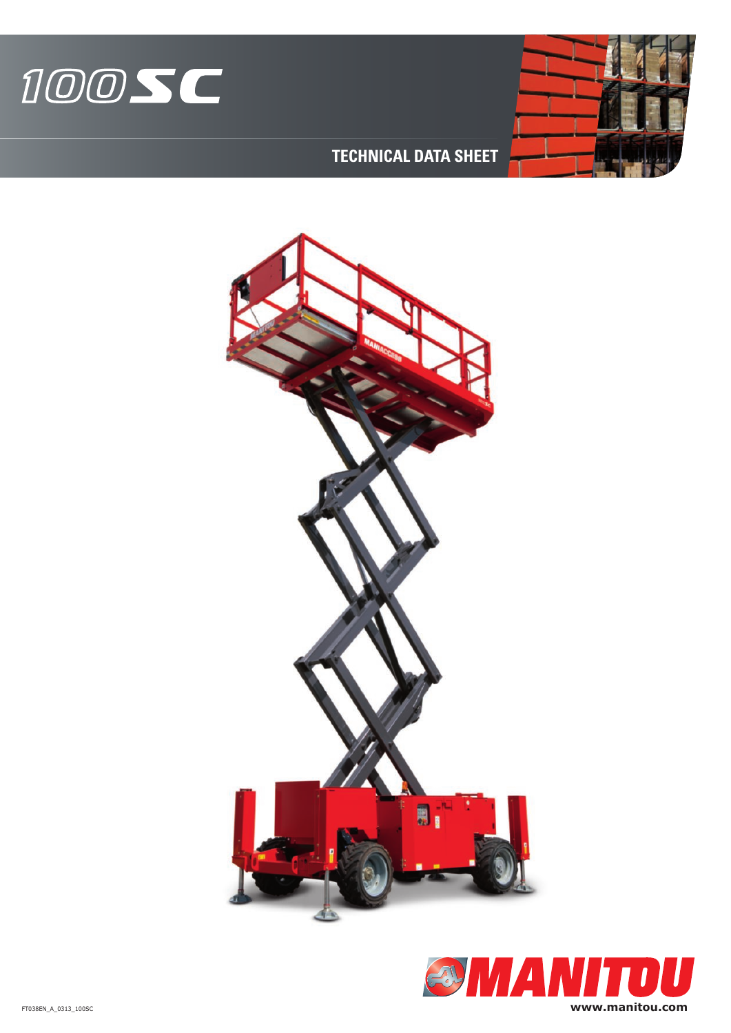# 100SC

## TECHNICAL DATA SHEET

MANITOU

www.manitou.com

FT038EN_A_0313_100SC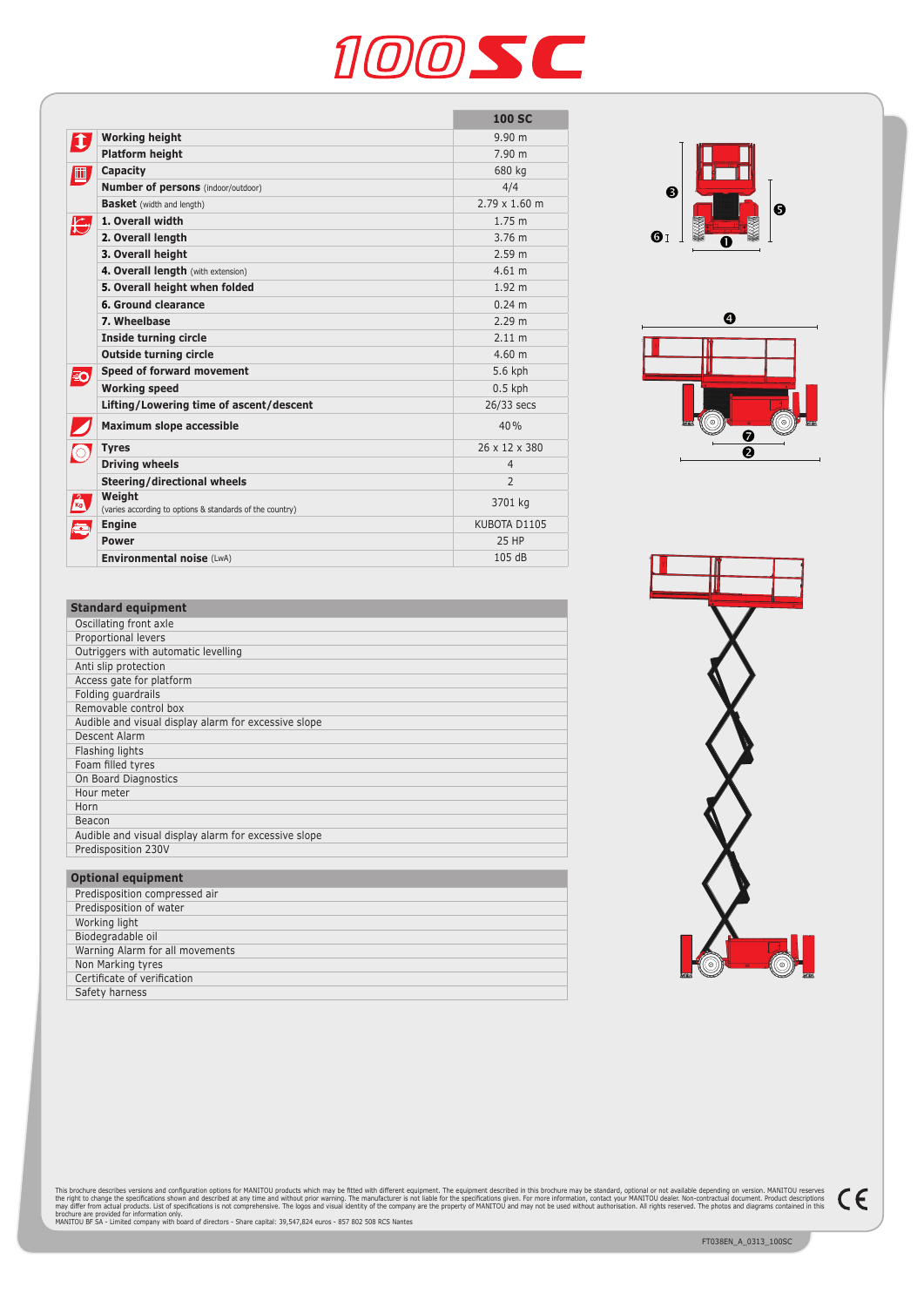# 100SC

| | | 100 SC |
|---|---|---|
| | **Working height** | 9.90 m |
| | **Platform height** | 7.90 m |
| | **Capacity** | 680 kg |
| | **Number of persons** (indoor/outdoor) | 4/4 |
| | **Basket** (width and length) | 2.79 x 1.60 m |
| | **1. Overall width** | 1.75 m |
| | **2. Overall length** | 3.76 m |
| | **3. Overall height** | 2.59 m |
| | **4. Overall length** (with extension) | 4.61 m |
| | **5. Overall height when folded** | 1.92 m |
| | **6. Ground clearance** | 0.24 m |
| | **7. Wheelbase** | 2.29 m |
| | **Inside turning circle** | 2.11 m |
| | **Outside turning circle** | 4.60 m |
| | **Speed of forward movement** | 5.6 kph |
| | **Working speed** | 0.5 kph |
| | **Lifting/Lowering time of ascent/descent** | 26/33 secs |
| | **Maximum slope accessible** | 40% |
| | **Tyres** | 26 x 12 x 380 |
| | **Driving wheels** | 4 |
| | **Steering/directional wheels** | 2 |
| | **Weight** (varies according to options & standards of the country) | 3701 kg |
| | **Engine** | KUBOTA D1105 |
| | **Power** | 25 HP |
| | **Environmental noise** (LwA) | 105 dB |

| Standard equipment |
|---|
| Oscillating front axle |
| Proportional levers |
| Outriggers with automatic levelling |
| Anti slip protection |
| Access gate for platform |
| Folding guardrails |
| Removable control box |
| Audible and visual display alarm for excessive slope |
| Descent Alarm |
| Flashing lights |
| Foam filled tyres |
| On Board Diagnostics |
| Hour meter |
| Horn |
| Beacon |
| Audible and visual display alarm for excessive slope |
| Predisposition 230V |

| Optional equipment |
|---|
| Predisposition compressed air |
| Predisposition of water |
| Working light |
| Biodegradable oil |
| Warning Alarm for all movements |
| Non Marking tyres |
| Certificate of verification |
| Safety harness |

This brochure describes versions and configuration options for MANITOU products which may be fitted with different equipment. The equipment described in this brochure may be standard, optional or not available depending on version. MANITOU reserves the right to change the specifications shown and described at any time and without prior warning. The manufacturer is not liable for the specifications given. For more information, contact your MANITOU dealer. Non-contractual document. Product descriptions may differ from actual products. List of specifications is not comprehensive. The logos and visual identity of the company are the property of MANITOU and may not be used without authorisation. All rights reserved. The photos and diagrams contained in this brochure are provided for information only.
MANITOU BF SA - Limited company with board of directors - Share capital: 39,547,824 euros - 857 802 508 RCS Nantes

FT038EN_A_0313_100SC